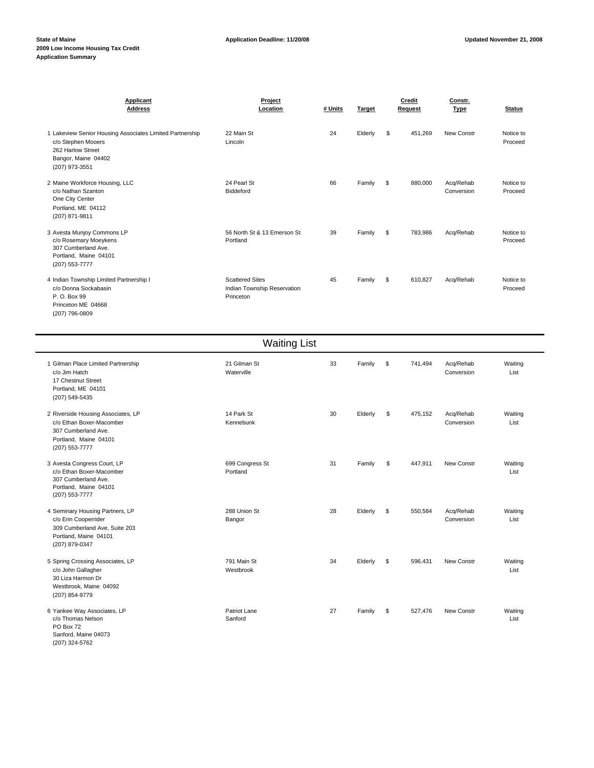**State of Maine**
**2009 Low Income Housing Tax Credit**
**Application Summary**

**Application Deadline: 11/20/08**

**Updated November 21, 2008**

| Applicant Address | Project Location | # Units | Target | Credit Request | Constr. Type | Status |
|---|---|---|---|---|---|---|
| 1 Lakeview Senior Housing Associates Limited Partnership<br>c/o Stephen Mooers<br>262 Harlow Street<br>Bangor, Maine 04402<br>(207) 973-3551 | 22 Main St<br>Lincoln | 24 | Elderly | $ 451,269 | New Constr | Notice to Proceed |
| 2 Maine Workforce Housing, LLC<br>c/o Nathan Szanton<br>One City Center<br>Portland, ME 04112<br>(207) 871-9811 | 24 Pearl St<br>Biddeford | 66 | Family | $ 880,000 | Acq/Rehab Conversion | Notice to Proceed |
| 3 Avesta Munjoy Commons LP<br>c/o Rosemary Moeykens<br>307 Cumberland Ave.<br>Portland, Maine 04101<br>(207) 553-7777 | 56 North St & 13 Emerson St<br>Portland | 39 | Family | $ 783,986 | Acq/Rehab | Notice to Proceed |
| 4 Indian Township Limited Partnership I<br>c/o Donna Sockabasin<br>P. O. Box 99<br>Princeton ME 04668<br>(207) 796-0809 | Scattered Sites<br>Indian Township Reservation<br>Princeton | 45 | Family | $ 610,827 | Acq/Rehab | Notice to Proceed |

## Waiting List

| Applicant Address | Project Location | # Units | Target | Credit Request | Constr. Type | Status |
|---|---|---|---|---|---|---|
| 1 Gilman Place Limited Partnership<br>c/o Jim Hatch<br>17 Chestnut Street<br>Portland, ME 04101<br>(207) 549-5435 | 21 Gilman St<br>Waterville | 33 | Family | $ 741,494 | Acq/Rehab Conversion | Waiting List |
| 2 Riverside Housing Associates, LP<br>c/o Ethan Boxer-Macomber<br>307 Cumberland Ave.<br>Portland, Maine 04101<br>(207) 553-7777 | 14 Park St<br>Kennebunk | 30 | Elderly | $ 475,152 | Acq/Rehab Conversion | Waiting List |
| 3 Avesta Congress Court, LP<br>c/o Ethan Boxer-Macomber<br>307 Cumberland Ave.<br>Portland, Maine 04101<br>(207) 553-7777 | 699 Congress St<br>Portland | 31 | Family | $ 447,911 | New Constr | Waiting List |
| 4 Seminary Housing Partners, LP<br>c/o Erin Cooperrider<br>309 Cumberland Ave, Suite 203<br>Portland, Maine 04101<br>(207) 879-0347 | 288 Union St<br>Bangor | 28 | Elderly | $ 550,584 | Acq/Rehab Conversion | Waiting List |
| 5 Spring Crossing Associates, LP<br>c/o John Gallagher<br>30 Liza Harmon Dr<br>Westbrook, Maine 04092<br>(207) 854-9779 | 791 Main St<br>Westbrook | 34 | Elderly | $ 596,431 | New Constr | Waiting List |
| 6 Yankee Way Associates, LP<br>c/o Thomas Nelson<br>PO Box 72<br>Sanford, Maine 04073<br>(207) 324-5762 | Patriot Lane<br>Sanford | 27 | Family | $ 527,476 | New Constr | Waiting List |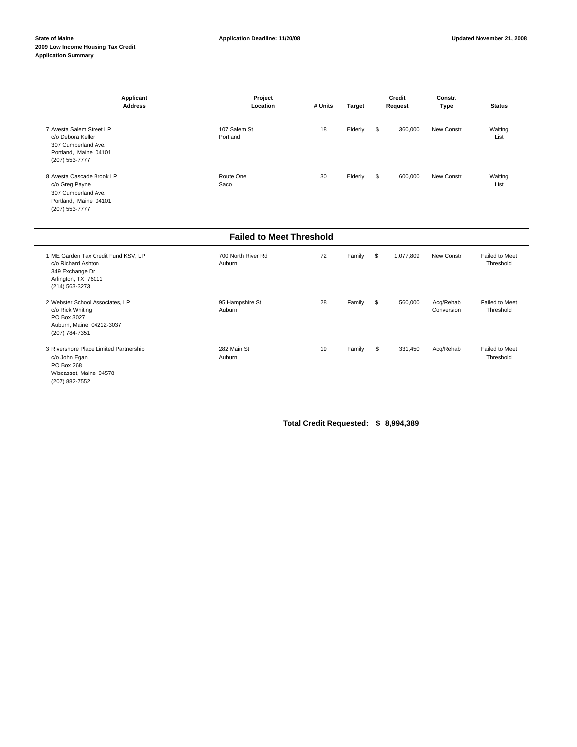State of Maine
2009 Low Income Housing Tax Credit
Application Summary

Application Deadline: 11/20/08

Updated November 21, 2008

| Applicant Address | Project Location | # Units | Target | Credit Request | Constr. Type | Status |
|---|---|---|---|---|---|---|
| 7 Avesta Salem Street LP<br>c/o Debora Keller<br>307 Cumberland Ave.<br>Portland, Maine 04101<br>(207) 553-7777 | 107 Salem St<br>Portland | 18 | Elderly | $ 360,000 | New Constr | Waiting List |
| 8 Avesta Cascade Brook LP<br>c/o Greg Payne<br>307 Cumberland Ave.<br>Portland, Maine 04101<br>(207) 553-7777 | Route One<br>Saco | 30 | Elderly | $ 600,000 | New Constr | Waiting List |

## Failed to Meet Threshold

| Applicant Address | Project Location | # Units | Target | Credit Request | Constr. Type | Status |
|---|---|---|---|---|---|---|
| 1 ME Garden Tax Credit Fund KSV, LP<br>c/o Richard Ashton<br>349 Exchange Dr<br>Arlington, TX 76011<br>(214) 563-3273 | 700 North River Rd<br>Auburn | 72 | Family | $ 1,077,809 | New Constr | Failed to Meet Threshold |
| 2 Webster School Associates, LP<br>c/o Rick Whiting<br>PO Box 3027<br>Auburn, Maine 04212-3037<br>(207) 784-7351 | 95 Hampshire St<br>Auburn | 28 | Family | $ 560,000 | Acq/Rehab Conversion | Failed to Meet Threshold |
| 3 Rivershore Place Limited Partnership<br>c/o John Egan<br>PO Box 268<br>Wiscasset, Maine 04578<br>(207) 882-7552 | 282 Main St<br>Auburn | 19 | Family | $ 331,450 | Acq/Rehab | Failed to Meet Threshold |

**Total Credit Requested: $ 8,994,389**